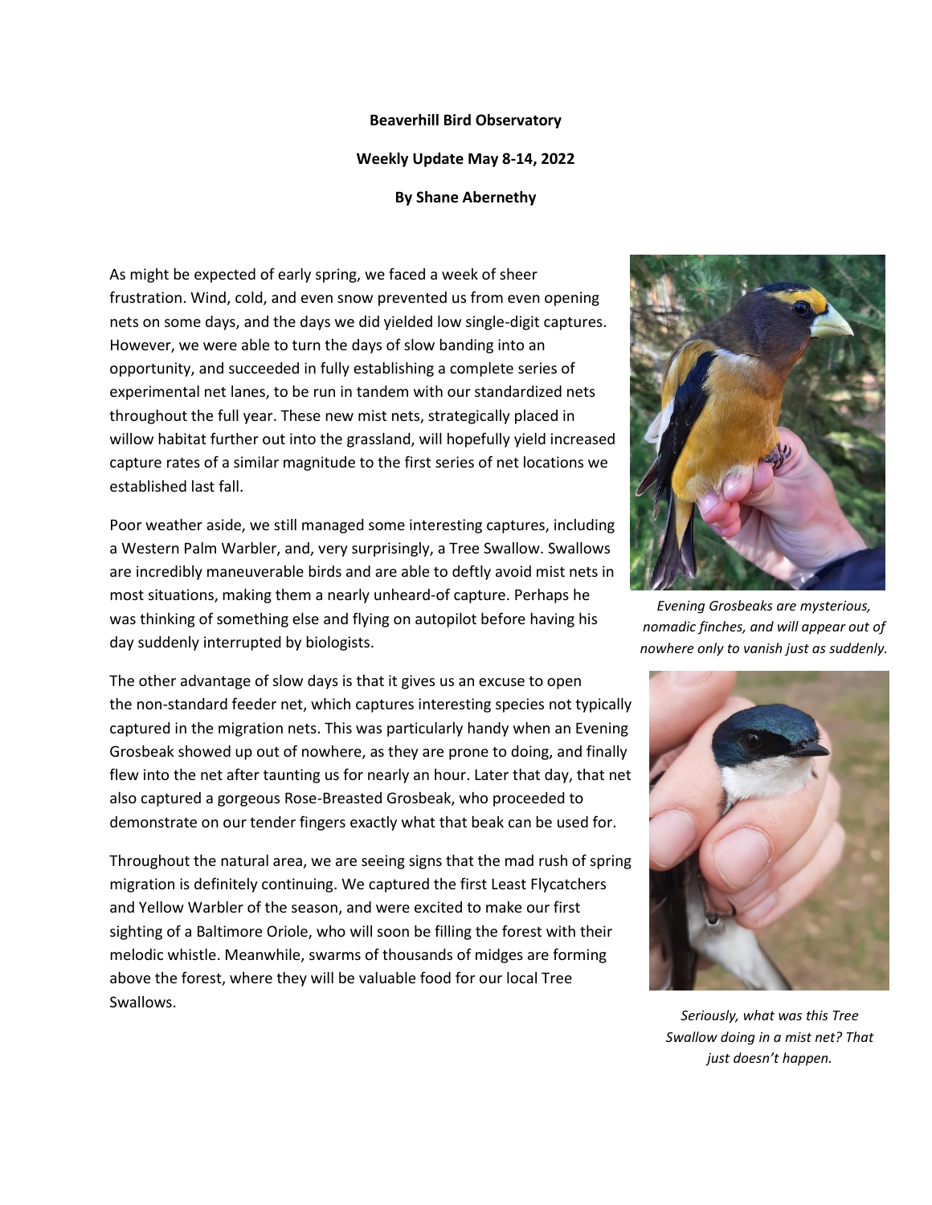**Beaverhill Bird Observatory**

**Weekly Update May 8-14, 2022**

**By Shane Abernethy**

As might be expected of early spring, we faced a week of sheer frustration. Wind, cold, and even snow prevented us from even opening nets on some days, and the days we did yielded low single-digit captures. However, we were able to turn the days of slow banding into an opportunity, and succeeded in fully establishing a complete series of experimental net lanes, to be run in tandem with our standardized nets throughout the full year. These new mist nets, strategically placed in willow habitat further out into the grassland, will hopefully yield increased capture rates of a similar magnitude to the first series of net locations we established last fall.

Poor weather aside, we still managed some interesting captures, including a Western Palm Warbler, and, very surprisingly, a Tree Swallow. Swallows are incredibly maneuverable birds and are able to deftly avoid mist nets in most situations, making them a nearly unheard-of capture. Perhaps he was thinking of something else and flying on autopilot before having his day suddenly interrupted by biologists.

The other advantage of slow days is that it gives us an excuse to open the non-standard feeder net, which captures interesting species not typically captured in the migration nets. This was particularly handy when an Evening Grosbeak showed up out of nowhere, as they are prone to doing, and finally flew into the net after taunting us for nearly an hour. Later that day, that net also captured a gorgeous Rose-Breasted Grosbeak, who proceeded to demonstrate on our tender fingers exactly what that beak can be used for.

Throughout the natural area, we are seeing signs that the mad rush of spring migration is definitely continuing. We captured the first Least Flycatchers and Yellow Warbler of the season, and were excited to make our first sighting of a Baltimore Oriole, who will soon be filling the forest with their melodic whistle. Meanwhile, swarms of thousands of midges are forming above the forest, where they will be valuable food for our local Tree Swallows.

*Evening Grosbeaks are mysterious, nomadic finches, and will appear out of nowhere only to vanish just as suddenly.*

*Seriously, what was this Tree Swallow doing in a mist net? That just doesn't happen.*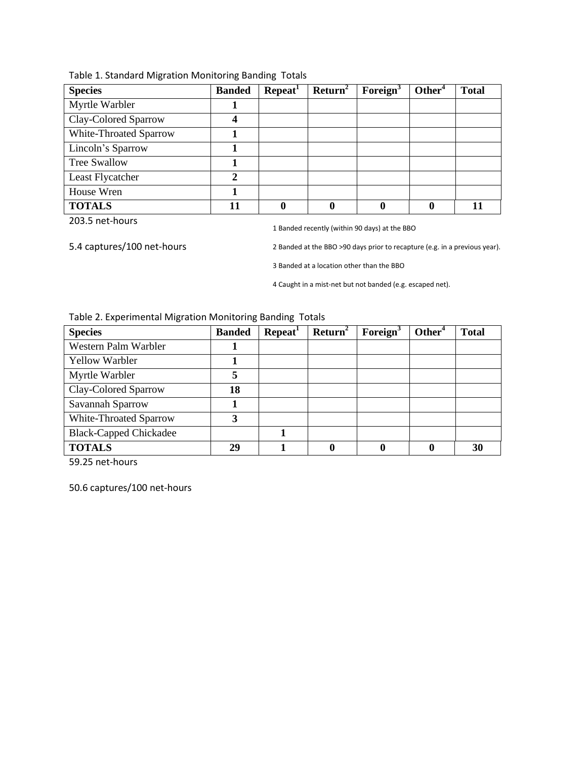Table 1. Standard Migration Monitoring Banding Totals

| Species | Banded | Repeat[1] | Return[2] | Foreign[3] | Other[4] | Total |
|---|---|---|---|---|---|---|
| Myrtle Warbler | 1 | | | | | |
| Clay-Colored Sparrow | 4 | | | | | |
| White-Throated Sparrow | 1 | | | | | |
| Lincoln's Sparrow | 1 | | | | | |
| Tree Swallow | 1 | | | | | |
| Least Flycatcher | 2 | | | | | |
| House Wren | 1 | | | | | |
| **TOTALS** | **11** | **0** | **0** | **0** | **0** | **11** |

203.5 net-hours

5.4 captures/100 net-hours

1 Banded recently (within 90 days) at the BBO

2 Banded at the BBO >90 days prior to recapture (e.g. in a previous year).

3 Banded at a location other than the BBO

4 Caught in a mist-net but not banded (e.g. escaped net).

Table 2. Experimental Migration Monitoring Banding Totals

| Species | Banded | Repeat[1] | Return[2] | Foreign[3] | Other[4] | Total |
|---|---|---|---|---|---|---|
| Western Palm Warbler | 1 | | | | | |
| Yellow Warbler | 1 | | | | | |
| Myrtle Warbler | 5 | | | | | |
| Clay-Colored Sparrow | 18 | | | | | |
| Savannah Sparrow | 1 | | | | | |
| White-Throated Sparrow | 3 | | | | | |
| Black-Capped Chickadee | | 1 | | | | |
| **TOTALS** | **29** | **1** | **0** | **0** | **0** | **30** |

59.25 net-hours

50.6 captures/100 net-hours